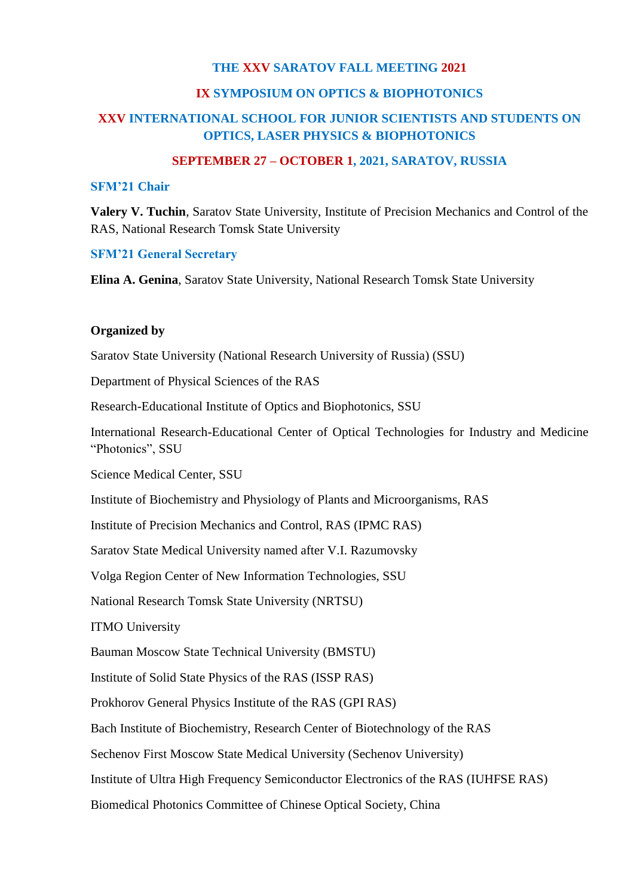# THE XXV SARATOV FALL MEETING 2021

## IX SYMPOSIUM ON OPTICS & BIOPHOTONICS

## XXV INTERNATIONAL SCHOOL FOR JUNIOR SCIENTISTS AND STUDENTS ON OPTICS, LASER PHYSICS & BIOPHOTONICS

**SEPTEMBER 27 – OCTOBER 1, 2021, SARATOV, RUSSIA**

### SFM'21 Chair

**Valery V. Tuchin**, Saratov State University, Institute of Precision Mechanics and Control of the RAS, National Research Tomsk State University

### SFM'21 General Secretary

**Elina A. Genina**, Saratov State University, National Research Tomsk State University

**Organized by**

Saratov State University (National Research University of Russia) (SSU)

Department of Physical Sciences of the RAS

Research-Educational Institute of Optics and Biophotonics, SSU

International Research-Educational Center of Optical Technologies for Industry and Medicine "Photonics", SSU

Science Medical Center, SSU

Institute of Biochemistry and Physiology of Plants and Microorganisms, RAS

Institute of Precision Mechanics and Control, RAS (IPMC RAS)

Saratov State Medical University named after V.I. Razumovsky

Volga Region Center of New Information Technologies, SSU

National Research Tomsk State University (NRTSU)

ITMO University

Bauman Moscow State Technical University (BMSTU)

Institute of Solid State Physics of the RAS (ISSP RAS)

Prokhorov General Physics Institute of the RAS (GPI RAS)

Bach Institute of Biochemistry, Research Center of Biotechnology of the RAS

Sechenov First Moscow State Medical University (Sechenov University)

Institute of Ultra High Frequency Semiconductor Electronics of the RAS (IUHFSE RAS)

Biomedical Photonics Committee of Chinese Optical Society, China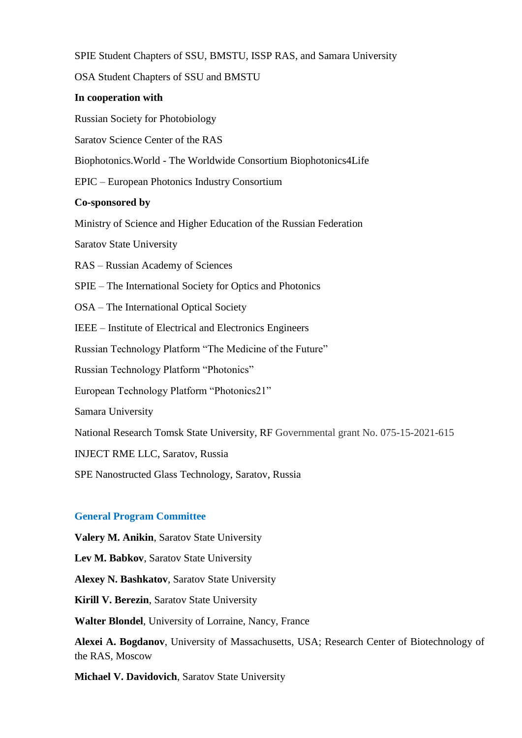SPIE Student Chapters of SSU, BMSTU, ISSP RAS, and Samara University

OSA Student Chapters of SSU and BMSTU

**In cooperation with**

Russian Society for Photobiology

Saratov Science Center of the RAS

Biophotonics.World - The Worldwide Consortium Biophotonics4Life

EPIC – European Photonics Industry Consortium

**Co-sponsored by**

Ministry of Science and Higher Education of the Russian Federation

Saratov State University

RAS – Russian Academy of Sciences

SPIE – The International Society for Optics and Photonics

OSA – The International Optical Society

IEEE – Institute of Electrical and Electronics Engineers

Russian Technology Platform “The Medicine of the Future”

Russian Technology Platform “Photonics”

European Technology Platform “Photonics21”

Samara University

National Research Tomsk State University, RF Governmental grant No. 075-15-2021-615

INJECT RME LLC, Saratov, Russia

SPE Nanostructed Glass Technology, Saratov, Russia

## General Program Committee

**Valery M. Anikin**, Saratov State University

**Lev M. Babkov**, Saratov State University

**Alexey N. Bashkatov**, Saratov State University

**Kirill V. Berezin**, Saratov State University

**Walter Blondel**, University of Lorraine, Nancy, France

**Alexei A. Bogdanov**, University of Massachusetts, USA; Research Center of Biotechnology of the RAS, Moscow

**Michael V. Davidovich**, Saratov State University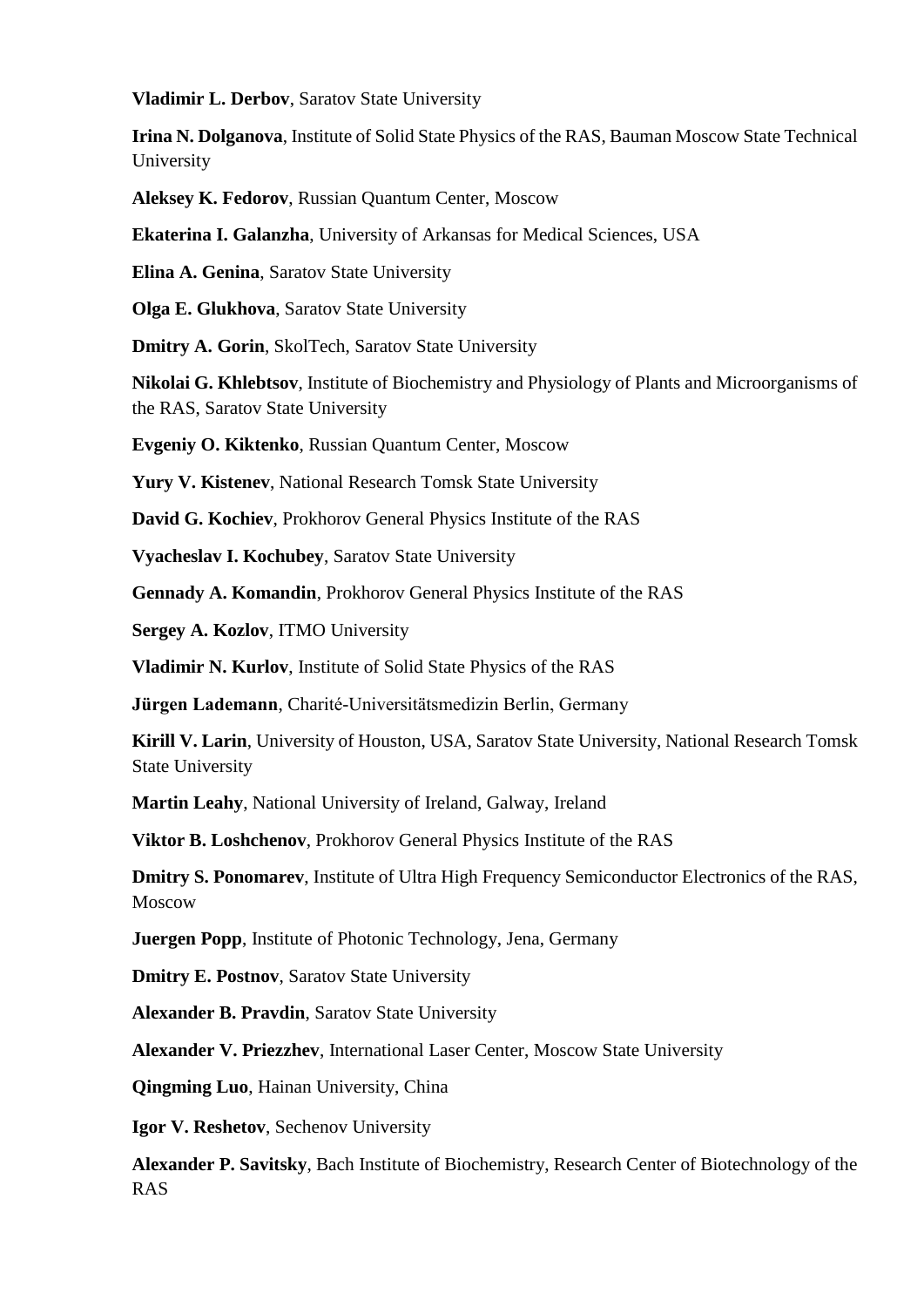**Vladimir L. Derbov**, Saratov State University

**Irina N. Dolganova**, Institute of Solid State Physics of the RAS, Bauman Moscow State Technical University

**Aleksey K. Fedorov**, Russian Quantum Center, Moscow

**Ekaterina I. Galanzha**, University of Arkansas for Medical Sciences, USA

**Elina A. Genina**, Saratov State University

**Olga E. Glukhova**, Saratov State University

**Dmitry A. Gorin**, SkolTech, Saratov State University

**Nikolai G. Khlebtsov**, Institute of Biochemistry and Physiology of Plants and Microorganisms of the RAS, Saratov State University

**Evgeniy O. Kiktenko**, Russian Quantum Center, Moscow

**Yury V. Kistenev**, National Research Tomsk State University

**David G. Kochiev**, Prokhorov General Physics Institute of the RAS

**Vyacheslav I. Kochubey**, Saratov State University

**Gennady A. Komandin**, Prokhorov General Physics Institute of the RAS

**Sergey A. Kozlov**, ITMO University

**Vladimir N. Kurlov**, Institute of Solid State Physics of the RAS

**Jürgen Lademann**, Charité-Universitätsmedizin Berlin, Germany

**Kirill V. Larin**, University of Houston, USA, Saratov State University, National Research Tomsk State University

**Martin Leahy**, National University of Ireland, Galway, Ireland

**Viktor B. Loshchenov**, Prokhorov General Physics Institute of the RAS

**Dmitry S. Ponomarev**, Institute of Ultra High Frequency Semiconductor Electronics of the RAS, Moscow

**Juergen Popp**, Institute of Photonic Technology, Jena, Germany

**Dmitry E. Postnov**, Saratov State University

**Alexander B. Pravdin**, Saratov State University

**Alexander V. Priezzhev**, International Laser Center, Moscow State University

**Qingming Luo**, Hainan University, China

**Igor V. Reshetov**, Sechenov University

**Alexander P. Savitsky**, Bach Institute of Biochemistry, Research Center of Biotechnology of the RAS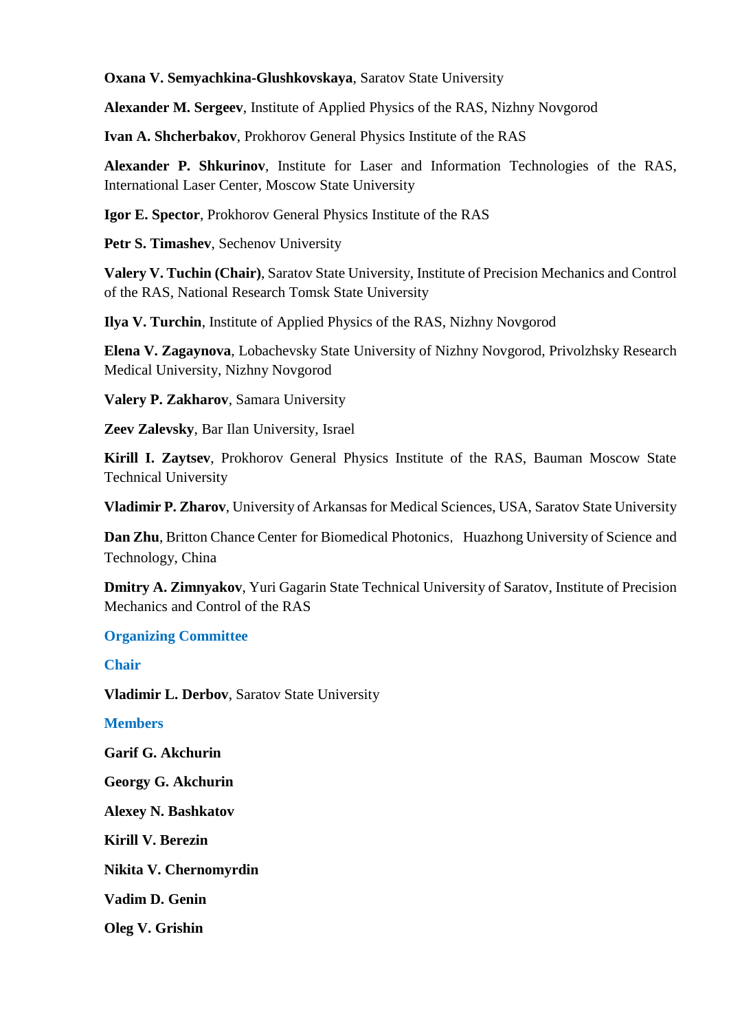**Oxana V. Semyachkina-Glushkovskaya**, Saratov State University

**Alexander M. Sergeev**, Institute of Applied Physics of the RAS, Nizhny Novgorod

**Ivan A. Shcherbakov**, Prokhorov General Physics Institute of the RAS

**Alexander P. Shkurinov**, Institute for Laser and Information Technologies of the RAS, International Laser Center, Moscow State University

**Igor E. Spector**, Prokhorov General Physics Institute of the RAS

**Petr S. Timashev**, Sechenov University

**Valery V. Tuchin (Chair)**, Saratov State University, Institute of Precision Mechanics and Control of the RAS, National Research Tomsk State University

**Ilya V. Turchin**, Institute of Applied Physics of the RAS, Nizhny Novgorod

**Elena V. Zagaynova**, Lobachevsky State University of Nizhny Novgorod, Privolzhsky Research Medical University, Nizhny Novgorod

**Valery P. Zakharov**, Samara University

**Zeev Zalevsky**, Bar Ilan University, Israel

**Kirill I. Zaytsev**, Prokhorov General Physics Institute of the RAS, Bauman Moscow State Technical University

**Vladimir P. Zharov**, University of Arkansas for Medical Sciences, USA, Saratov State University

**Dan Zhu**, Britton Chance Center for Biomedical Photonics, Huazhong University of Science and Technology, China

**Dmitry A. Zimnyakov**, Yuri Gagarin State Technical University of Saratov, Institute of Precision Mechanics and Control of the RAS

## Organizing Committee

### Chair

**Vladimir L. Derbov**, Saratov State University

### Members

**Garif G. Akchurin**

**Georgy G. Akchurin**

**Alexey N. Bashkatov**

**Kirill V. Berezin**

**Nikita V. Chernomyrdin**

**Vadim D. Genin**

**Oleg V. Grishin**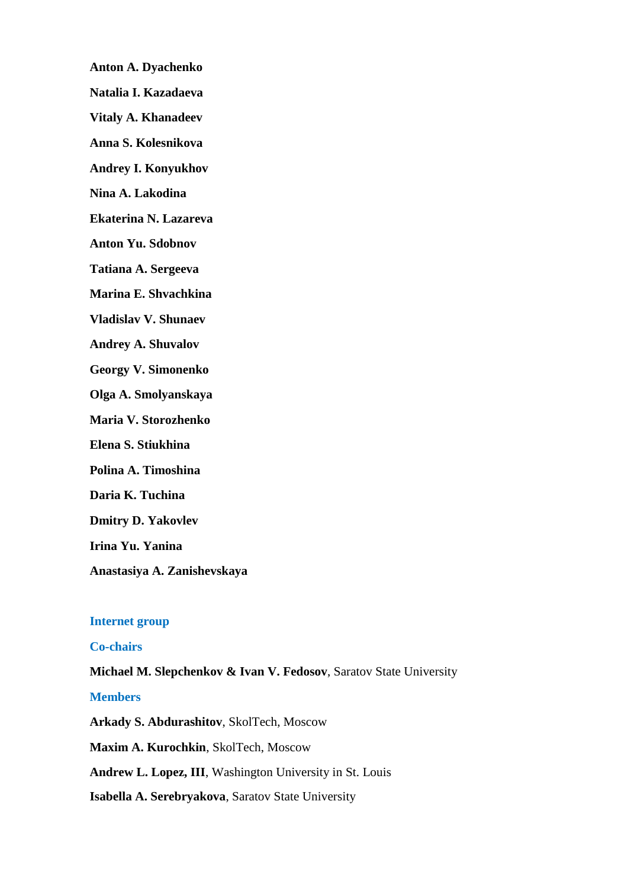**Anton A. Dyachenko**

**Natalia I. Kazadaeva**

**Vitaly A. Khanadeev**

**Anna S. Kolesnikova**

**Andrey I. Konyukhov**

**Nina A. Lakodina**

**Ekaterina N. Lazareva**

**Anton Yu. Sdobnov**

**Tatiana A. Sergeeva**

**Marina E. Shvachkina**

**Vladislav V. Shunaev**

**Andrey A. Shuvalov**

**Georgy V. Simonenko**

**Olga A. Smolyanskaya**

**Maria V. Storozhenko**

**Elena S. Stiukhina**

**Polina A. Timoshina**

**Daria K. Tuchina**

**Dmitry D. Yakovlev**

**Irina Yu. Yanina**

**Anastasiya A. Zanishevskaya**

### Internet group

### Co-chairs

**Michael M. Slepchenkov & Ivan V. Fedosov**, Saratov State University

### Members

**Arkady S. Abdurashitov**, SkolTech, Moscow

**Maxim A. Kurochkin**, SkolTech, Moscow

**Andrew L. Lopez, III**, Washington University in St. Louis

**Isabella A. Serebryakova**, Saratov State University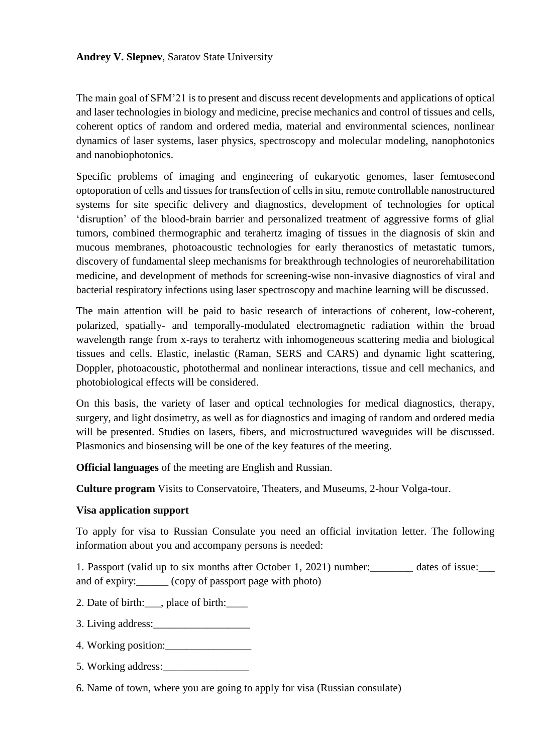**Andrey V. Slepnev**, Saratov State University

The main goal of SFM'21 is to present and discuss recent developments and applications of optical and laser technologies in biology and medicine, precise mechanics and control of tissues and cells, coherent optics of random and ordered media, material and environmental sciences, nonlinear dynamics of laser systems, laser physics, spectroscopy and molecular modeling, nanophotonics and nanobiophotonics.

Specific problems of imaging and engineering of eukaryotic genomes, laser femtosecond optoporation of cells and tissues for transfection of cells in situ, remote controllable nanostructured systems for site specific delivery and diagnostics, development of technologies for optical 'disruption' of the blood-brain barrier and personalized treatment of aggressive forms of glial tumors, combined thermographic and terahertz imaging of tissues in the diagnosis of skin and mucous membranes, photoacoustic technologies for early theranostics of metastatic tumors, discovery of fundamental sleep mechanisms for breakthrough technologies of neurorehabilitation medicine, and development of methods for screening-wise non-invasive diagnostics of viral and bacterial respiratory infections using laser spectroscopy and machine learning will be discussed.

The main attention will be paid to basic research of interactions of coherent, low-coherent, polarized, spatially- and temporally-modulated electromagnetic radiation within the broad wavelength range from x-rays to terahertz with inhomogeneous scattering media and biological tissues and cells. Elastic, inelastic (Raman, SERS and CARS) and dynamic light scattering, Doppler, photoacoustic, photothermal and nonlinear interactions, tissue and cell mechanics, and photobiological effects will be considered.

On this basis, the variety of laser and optical technologies for medical diagnostics, therapy, surgery, and light dosimetry, as well as for diagnostics and imaging of random and ordered media will be presented. Studies on lasers, fibers, and microstructured waveguides will be discussed. Plasmonics and biosensing will be one of the key features of the meeting.

**Official languages** of the meeting are English and Russian.

**Culture program** Visits to Conservatoire, Theaters, and Museums, 2-hour Volga-tour.

**Visa application support**

To apply for visa to Russian Consulate you need an official invitation letter. The following information about you and accompany persons is needed:

1. Passport (valid up to six months after October 1, 2021) number:________ dates of issue:___ and of expiry:______ (copy of passport page with photo)

2. Date of birth:___, place of birth:____

3. Living address:__________________

4. Working position:________________

5. Working address:________________

6. Name of town, where you are going to apply for visa (Russian consulate)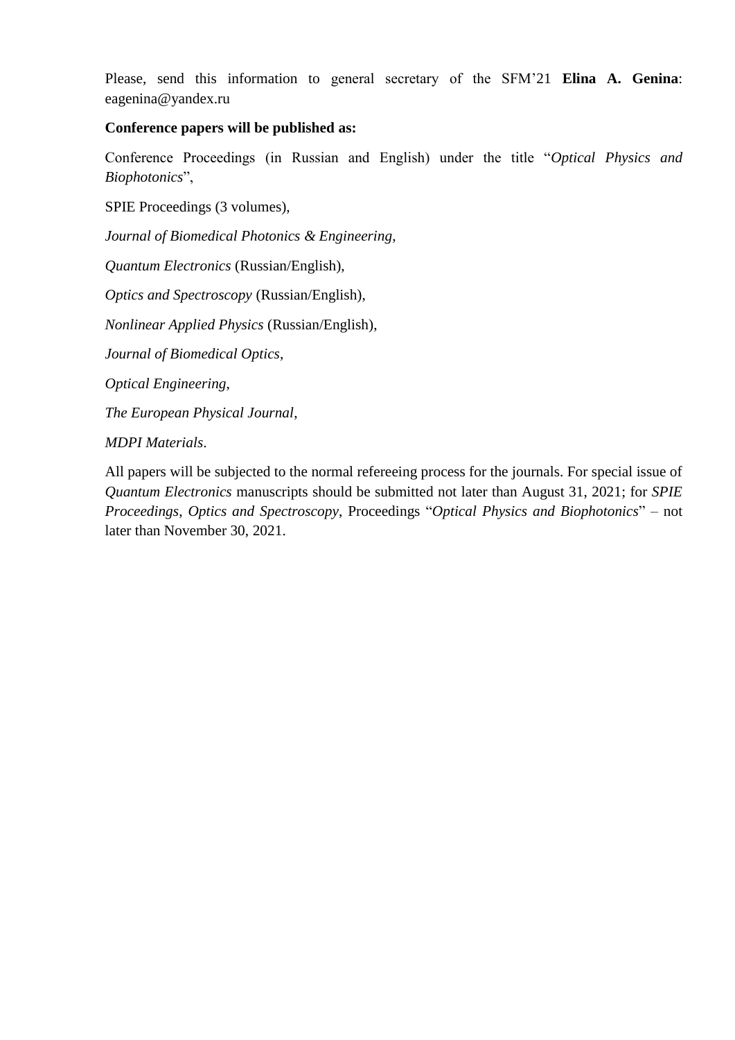Please, send this information to general secretary of the SFM'21 **Elina A. Genina**: eagenina@yandex.ru

**Conference papers will be published as:**

Conference Proceedings (in Russian and English) under the title "*Optical Physics and Biophotonics*",

SPIE Proceedings (3 volumes),

*Journal of Biomedical Photonics & Engineering*,

*Quantum Electronics* (Russian/English),

*Optics and Spectroscopy* (Russian/English),

*Nonlinear Applied Physics* (Russian/English),

*Journal of Biomedical Optics*,

*Optical Engineering*,

*The European Physical Journal*,

*MDPI Materials*.

All papers will be subjected to the normal refereeing process for the journals. For special issue of *Quantum Electronics* manuscripts should be submitted not later than August 31, 2021; for *SPIE Proceedings, Optics and Spectroscopy*, Proceedings "*Optical Physics and Biophotonics*" – not later than November 30, 2021.